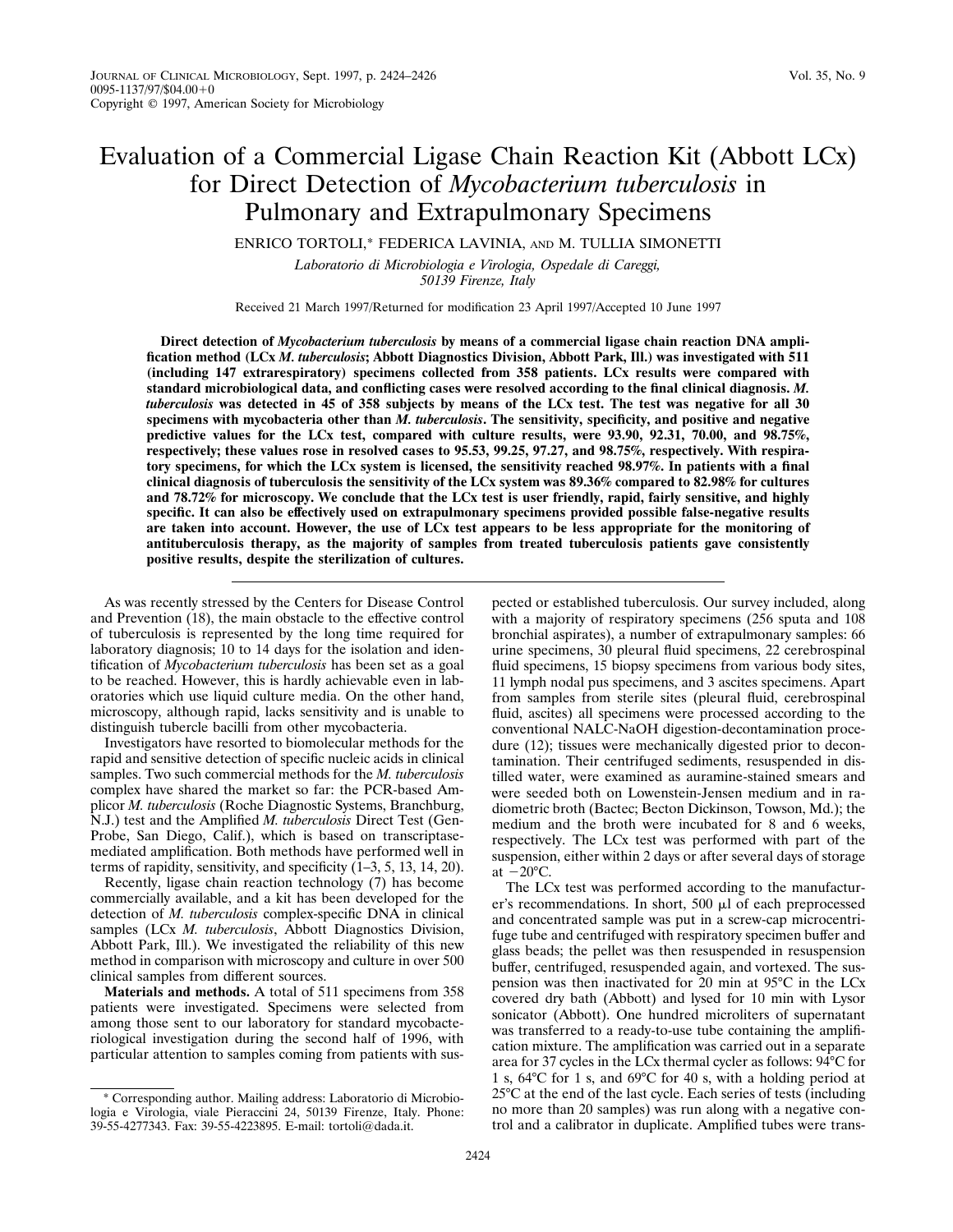# Evaluation of a Commercial Ligase Chain Reaction Kit (Abbott LCx) for Direct Detection of *Mycobacterium tuberculosis* in Pulmonary and Extrapulmonary Specimens

ENRICO TORTOLI,* FEDERICA LAVINIA, AND M. TULLIA SIMONETTI

*Laboratorio di Microbiologia e Virologia, Ospedale di Careggi, 50139 Firenze, Italy*

Received 21 March 1997/Returned for modification 23 April 1997/Accepted 10 June 1997

**Direct detection of *Mycobacterium tuberculosis* by means of a commercial ligase chain reaction DNA amplification method (LCx *M. tuberculosis*; Abbott Diagnostics Division, Abbott Park, Ill.) was investigated with 511 (including 147 extrarespiratory) specimens collected from 358 patients. LCx results were compared with standard microbiological data, and conflicting cases were resolved according to the final clinical diagnosis. *M. tuberculosis* was detected in 45 of 358 subjects by means of the LCx test. The test was negative for all 30 specimens with mycobacteria other than *M. tuberculosis*. The sensitivity, specificity, and positive and negative predictive values for the LCx test, compared with culture results, were 93.90, 92.31, 70.00, and 98.75%, respectively; these values rose in resolved cases to 95.53, 99.25, 97.27, and 98.75%, respectively. With respiratory specimens, for which the LCx system is licensed, the sensitivity reached 98.97%. In patients with a final clinical diagnosis of tuberculosis the sensitivity of the LCx system was 89.36% compared to 82.98% for cultures and 78.72% for microscopy. We conclude that the LCx test is user friendly, rapid, fairly sensitive, and highly specific. It can also be effectively used on extrapulmonary specimens provided possible false-negative results are taken into account. However, the use of LCx test appears to be less appropriate for the monitoring of antituberculosis therapy, as the majority of samples from treated tuberculosis patients gave consistently positive results, despite the sterilization of cultures.**

As was recently stressed by the Centers for Disease Control and Prevention (18), the main obstacle to the effective control of tuberculosis is represented by the long time required for laboratory diagnosis; 10 to 14 days for the isolation and identification of *Mycobacterium tuberculosis* has been set as a goal to be reached. However, this is hardly achievable even in laboratories which use liquid culture media. On the other hand, microscopy, although rapid, lacks sensitivity and is unable to distinguish tubercle bacilli from other mycobacteria.

Investigators have resorted to biomolecular methods for the rapid and sensitive detection of specific nucleic acids in clinical samples. Two such commercial methods for the *M. tuberculosis* complex have shared the market so far: the PCR-based Amplicor *M. tuberculosis* (Roche Diagnostic Systems, Branchburg, N.J.) test and the Amplified *M. tuberculosis* Direct Test (Gen-Probe, San Diego, Calif.), which is based on transcriptase-mediated amplification. Both methods have performed well in terms of rapidity, sensitivity, and specificity (1–3, 5, 13, 14, 20).

Recently, ligase chain reaction technology (7) has become commercially available, and a kit has been developed for the detection of *M. tuberculosis* complex-specific DNA in clinical samples (LCx *M. tuberculosis*, Abbott Diagnostics Division, Abbott Park, Ill.). We investigated the reliability of this new method in comparison with microscopy and culture in over 500 clinical samples from different sources.

**Materials and methods.** A total of 511 specimens from 358 patients were investigated. Specimens were selected from among those sent to our laboratory for standard mycobacteriological investigation during the second half of 1996, with particular attention to samples coming from patients with suspected or established tuberculosis. Our survey included, along with a majority of respiratory specimens (256 sputa and 108 bronchial aspirates), a number of extrapulmonary samples: 66 urine specimens, 30 pleural fluid specimens, 22 cerebrospinal fluid specimens, 15 biopsy specimens from various body sites, 11 lymph nodal pus specimens, and 3 ascites specimens. Apart from samples from sterile sites (pleural fluid, cerebrospinal fluid, ascites) all specimens were processed according to the conventional NALC-NaOH digestion-decontamination procedure (12); tissues were mechanically digested prior to decontamination. Their centrifuged sediments, resuspended in distilled water, were examined as auramine-stained smears and were seeded both on Lowenstein-Jensen medium and in radiometric broth (Bactec; Becton Dickinson, Towson, Md.); the medium and the broth were incubated for 8 and 6 weeks, respectively. The LCx test was performed with part of the suspension, either within 2 days or after several days of storage at −20°C.

The LCx test was performed according to the manufacturer's recommendations. In short, 500 μl of each preprocessed and concentrated sample was put in a screw-cap microcentrifuge tube and centrifuged with respiratory specimen buffer and glass beads; the pellet was then resuspended in resuspension buffer, centrifuged, resuspended again, and vortexed. The suspension was then inactivated for 20 min at 95°C in the LCx covered dry bath (Abbott) and lysed for 10 min with Lysor sonicator (Abbott). One hundred microliters of supernatant was transferred to a ready-to-use tube containing the amplification mixture. The amplification was carried out in a separate area for 37 cycles in the LCx thermal cycler as follows: 94°C for 1 s, 64°C for 1 s, and 69°C for 40 s, with a holding period at 25°C at the end of the last cycle. Each series of tests (including no more than 20 samples) was run along with a negative control and a calibrator in duplicate. Amplified tubes were trans-

\* Corresponding author. Mailing address: Laboratorio di Microbiologia e Virologia, viale Pieraccini 24, 50139 Firenze, Italy. Phone: 39-55-4277343. Fax: 39-55-4223895. E-mail: tortoli@dada.it.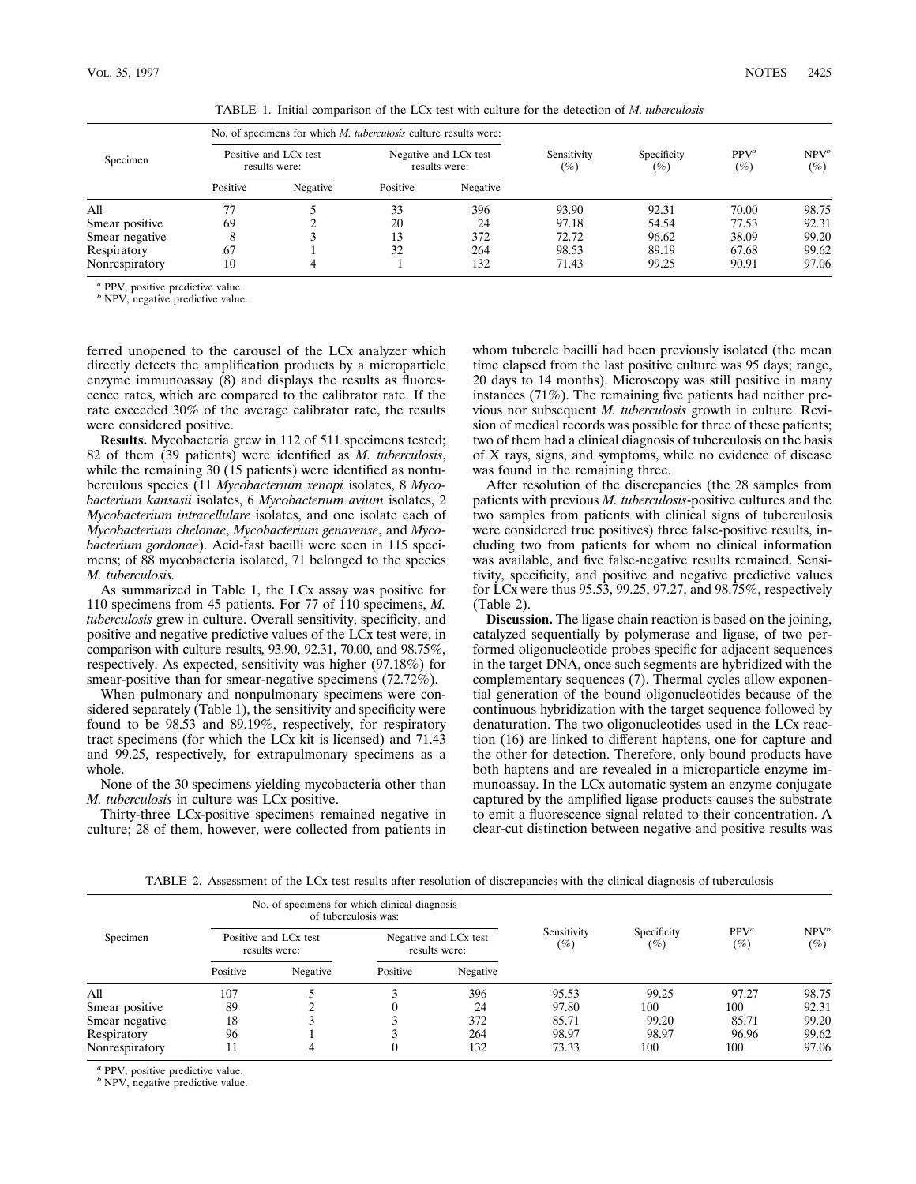TABLE 1. Initial comparison of the LCx test with culture for the detection of *M. tuberculosis*

| Specimen | No. of specimens for which *M. tuberculosis* culture results were: | | | | Sensitivity (%) | Specificity (%) | PPV[a] (%) | NPV[b] (%) |
|---|---|---|---|---|---|---|---|---|
| | Positive and LCx test results were: | | Negative and LCx test results were: | | | | | |
| | Positive | Negative | Positive | Negative | | | | |
| All | 77 | 5 | 33 | 396 | 93.90 | 92.31 | 70.00 | 98.75 |
| Smear positive | 69 | 2 | 20 | 24 | 97.18 | 54.54 | 77.53 | 92.31 |
| Smear negative | 8 | 3 | 13 | 372 | 72.72 | 96.62 | 38.09 | 99.20 |
| Respiratory | 67 | 1 | 32 | 264 | 98.53 | 89.19 | 67.68 | 99.62 |
| Nonrespiratory | 10 | 4 | 1 | 132 | 71.43 | 99.25 | 90.91 | 97.06 |

[a] PPV, positive predictive value.
[b] NPV, negative predictive value.

ferred unopened to the carousel of the LCx analyzer which directly detects the amplification products by a microparticle enzyme immunoassay (8) and displays the results as fluorescence rates, which are compared to the calibrator rate. If the rate exceeded 30% of the average calibrator rate, the results were considered positive.

**Results.** Mycobacteria grew in 112 of 511 specimens tested; 82 of them (39 patients) were identified as *M. tuberculosis*, while the remaining 30 (15 patients) were identified as nontuberculous species (11 *Mycobacterium xenopi* isolates, 8 *Mycobacterium kansasii* isolates, 6 *Mycobacterium avium* isolates, 2 *Mycobacterium intracellulare* isolates, and one isolate each of *Mycobacterium chelonae*, *Mycobacterium genavense*, and *Mycobacterium gordonae*). Acid-fast bacilli were seen in 115 specimens; of 88 mycobacteria isolated, 71 belonged to the species *M. tuberculosis.*

As summarized in Table 1, the LCx assay was positive for 110 specimens from 45 patients. For 77 of 110 specimens, *M. tuberculosis* grew in culture. Overall sensitivity, specificity, and positive and negative predictive values of the LCx test were, in comparison with culture results, 93.90, 92.31, 70.00, and 98.75%, respectively. As expected, sensitivity was higher (97.18%) for smear-positive than for smear-negative specimens (72.72%).

When pulmonary and nonpulmonary specimens were considered separately (Table 1), the sensitivity and specificity were found to be 98.53 and 89.19%, respectively, for respiratory tract specimens (for which the LCx kit is licensed) and 71.43 and 99.25, respectively, for extrapulmonary specimens as a whole.

None of the 30 specimens yielding mycobacteria other than *M. tuberculosis* in culture was LCx positive.

Thirty-three LCx-positive specimens remained negative in culture; 28 of them, however, were collected from patients in whom tubercle bacilli had been previously isolated (the mean time elapsed from the last positive culture was 95 days; range, 20 days to 14 months). Microscopy was still positive in many instances (71%). The remaining five patients had neither previous nor subsequent *M. tuberculosis* growth in culture. Revision of medical records was possible for three of these patients; two of them had a clinical diagnosis of tuberculosis on the basis of X rays, signs, and symptoms, while no evidence of disease was found in the remaining three.

After resolution of the discrepancies (the 28 samples from patients with previous *M. tuberculosis*-positive cultures and the two samples from patients with clinical signs of tuberculosis were considered true positives) three false-positive results, including two from patients for whom no clinical information was available, and five false-negative results remained. Sensitivity, specificity, and positive and negative predictive values for LCx were thus 95.53, 99.25, 97.27, and 98.75%, respectively (Table 2).

**Discussion.** The ligase chain reaction is based on the joining, catalyzed sequentially by polymerase and ligase, of two performed oligonucleotide probes specific for adjacent sequences in the target DNA, once such segments are hybridized with the complementary sequences (7). Thermal cycles allow exponential generation of the bound oligonucleotides because of the continuous hybridization with the target sequence followed by denaturation. The two oligonucleotides used in the LCx reaction (16) are linked to different haptens, one for capture and the other for detection. Therefore, only bound products have both haptens and are revealed in a microparticle enzyme immunoassay. In the LCx automatic system an enzyme conjugate captured by the amplified ligase products causes the substrate to emit a fluorescence signal related to their concentration. A clear-cut distinction between negative and positive results was

TABLE 2. Assessment of the LCx test results after resolution of discrepancies with the clinical diagnosis of tuberculosis

| Specimen | No. of specimens for which clinical diagnosis of tuberculosis was: | | | | Sensitivity (%) | Specificity (%) | PPV[a] (%) | NPV[b] (%) |
|---|---|---|---|---|---|---|---|---|
| | Positive and LCx test results were: | | Negative and LCx test results were: | | | | | |
| | Positive | Negative | Positive | Negative | | | | |
| All | 107 | 5 | 3 | 396 | 95.53 | 99.25 | 97.27 | 98.75 |
| Smear positive | 89 | 2 | 0 | 24 | 97.80 | 100 | 100 | 92.31 |
| Smear negative | 18 | 3 | 3 | 372 | 85.71 | 99.20 | 85.71 | 99.20 |
| Respiratory | 96 | 1 | 3 | 264 | 98.97 | 98.97 | 96.96 | 99.62 |
| Nonrespiratory | 11 | 4 | 0 | 132 | 73.33 | 100 | 100 | 97.06 |

[a] PPV, positive predictive value.
[b] NPV, negative predictive value.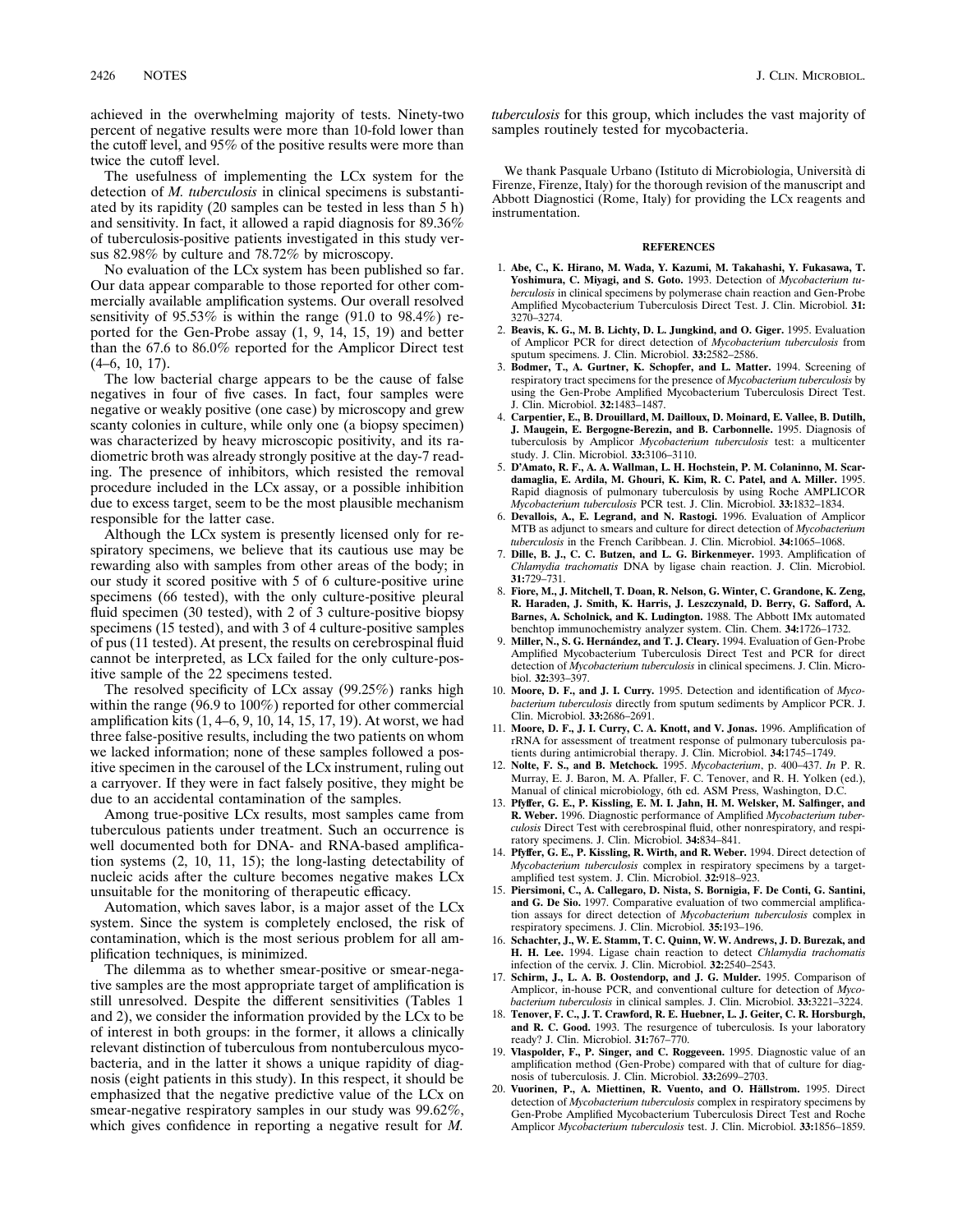achieved in the overwhelming majority of tests. Ninety-two percent of negative results were more than 10-fold lower than the cutoff level, and 95% of the positive results were more than twice the cutoff level.

The usefulness of implementing the LCx system for the detection of *M. tuberculosis* in clinical specimens is substantiated by its rapidity (20 samples can be tested in less than 5 h) and sensitivity. In fact, it allowed a rapid diagnosis for 89.36% of tuberculosis-positive patients investigated in this study versus 82.98% by culture and 78.72% by microscopy.

No evaluation of the LCx system has been published so far. Our data appear comparable to those reported for other commercially available amplification systems. Our overall resolved sensitivity of 95.53% is within the range (91.0 to 98.4%) reported for the Gen-Probe assay (1, 9, 14, 15, 19) and better than the 67.6 to 86.0% reported for the Amplicor Direct test (4–6, 10, 17).

The low bacterial charge appears to be the cause of false negatives in four of five cases. In fact, four samples were negative or weakly positive (one case) by microscopy and grew scanty colonies in culture, while only one (a biopsy specimen) was characterized by heavy microscopic positivity, and its radiometric broth was already strongly positive at the day-7 reading. The presence of inhibitors, which resisted the removal procedure included in the LCx assay, or a possible inhibition due to excess target, seem to be the most plausible mechanism responsible for the latter case.

Although the LCx system is presently licensed only for respiratory specimens, we believe that its cautious use may be rewarding also with samples from other areas of the body; in our study it scored positive with 5 of 6 culture-positive urine specimens (66 tested), with the only culture-positive pleural fluid specimen (30 tested), with 2 of 3 culture-positive biopsy specimens (15 tested), and with 3 of 4 culture-positive samples of pus (11 tested). At present, the results on cerebrospinal fluid cannot be interpreted, as LCx failed for the only culture-positive sample of the 22 specimens tested.

The resolved specificity of LCx assay (99.25%) ranks high within the range (96.9 to 100%) reported for other commercial amplification kits (1, 4–6, 9, 10, 14, 15, 17, 19). At worst, we had three false-positive results, including the two patients on whom we lacked information; none of these samples followed a positive specimen in the carousel of the LCx instrument, ruling out a carryover. If they were in fact falsely positive, they might be due to an accidental contamination of the samples.

Among true-positive LCx results, most samples came from tuberculous patients under treatment. Such an occurrence is well documented both for DNA- and RNA-based amplification systems (2, 10, 11, 15); the long-lasting detectability of nucleic acids after the culture becomes negative makes LCx unsuitable for the monitoring of therapeutic efficacy.

Automation, which saves labor, is a major asset of the LCx system. Since the system is completely enclosed, the risk of contamination, which is the most serious problem for all amplification techniques, is minimized.

The dilemma as to whether smear-positive or smear-negative samples are the most appropriate target of amplification is still unresolved. Despite the different sensitivities (Tables 1 and 2), we consider the information provided by the LCx to be of interest in both groups: in the former, it allows a clinically relevant distinction of tuberculous from nontuberculous mycobacteria, and in the latter it shows a unique rapidity of diagnosis (eight patients in this study). In this respect, it should be emphasized that the negative predictive value of the LCx on smear-negative respiratory samples in our study was 99.62%, which gives confidence in reporting a negative result for *M. tuberculosis* for this group, which includes the vast majority of samples routinely tested for mycobacteria.

We thank Pasquale Urbano (Istituto di Microbiologia, Università di Firenze, Firenze, Italy) for the thorough revision of the manuscript and Abbott Diagnostici (Rome, Italy) for providing the LCx reagents and instrumentation.

## REFERENCES

1. **Abe, C., K. Hirano, M. Wada, Y. Kazumi, M. Takahashi, Y. Fukasawa, T. Yoshimura, C. Miyagi, and S. Goto.** 1993. Detection of *Mycobacterium tuberculosis* in clinical specimens by polymerase chain reaction and Gen-Probe Amplified Mycobacterium Tuberculosis Direct Test. J. Clin. Microbiol. **31:** 3270–3274.
2. **Beavis, K. G., M. B. Lichty, D. L. Jungkind, and O. Giger.** 1995. Evaluation of Amplicor PCR for direct detection of *Mycobacterium tuberculosis* from sputum specimens. J. Clin. Microbiol. **33:**2582–2586.
3. **Bodmer, T., A. Gurtner, K. Schopfer, and L. Matter.** 1994. Screening of respiratory tract specimens for the presence of *Mycobacterium tuberculosis* by using the Gen-Probe Amplified Mycobacterium Tuberculosis Direct Test. J. Clin. Microbiol. **32:**1483–1487.
4. **Carpentier, E., B. Drouillard, M. Dailloux, D. Moinard, E. Vallee, B. Dutilh, J. Maugein, E. Bergogne-Berezin, and B. Carbonnelle.** 1995. Diagnosis of tuberculosis by Amplicor *Mycobacterium tuberculosis* test: a multicenter study. J. Clin. Microbiol. **33:**3106–3110.
5. **D'Amato, R. F., A. A. Wallman, L. H. Hochstein, P. M. Colaninno, M. Scardamaglia, E. Ardila, M. Ghouri, K. Kim, R. C. Patel, and A. Miller.** 1995. Rapid diagnosis of pulmonary tuberculosis by using Roche AMPLICOR *Mycobacterium tuberculosis* PCR test. J. Clin. Microbiol. **33:**1832–1834.
6. **Devallois, A., E. Legrand, and N. Rastogi.** 1996. Evaluation of Amplicor MTB as adjunct to smears and culture for direct detection of *Mycobacterium tuberculosis* in the French Caribbean. J. Clin. Microbiol. **34:**1065–1068.
7. **Dille, B. J., C. C. Butzen, and L. G. Birkenmeyer.** 1993. Amplification of *Chlamydia trachomatis* DNA by ligase chain reaction. J. Clin. Microbiol. **31:**729–731.
8. **Fiore, M., J. Mitchell, T. Doan, R. Nelson, G. Winter, C. Grandone, K. Zeng, R. Haraden, J. Smith, K. Harris, J. Leszczynald, D. Berry, G. Safford, A. Barnes, A. Scholnick, and K. Ludington.** 1988. The Abbott IMx automated benchtop immunochemistry analyzer system. Clin. Chem. **34:**1726–1732.
9. **Miller, N., S. G. Hernández, and T. J. Cleary.** 1994. Evaluation of Gen-Probe Amplified Mycobacterium Tuberculosis Direct Test and PCR for direct detection of *Mycobacterium tuberculosis* in clinical specimens. J. Clin. Microbiol. **32:**393–397.
10. **Moore, D. F., and J. I. Curry.** 1995. Detection and identification of *Mycobacterium tuberculosis* directly from sputum sediments by Amplicor PCR. J. Clin. Microbiol. **33:**2686–2691.
11. **Moore, D. F., J. I. Curry, C. A. Knott, and V. Jonas.** 1996. Amplification of rRNA for assessment of treatment response of pulmonary tuberculosis patients during antimicrobial therapy. J. Clin. Microbiol. **34:**1745–1749.
12. **Nolte, F. S., and B. Metchock.** 1995. *Mycobacterium*, p. 400–437. *In* P. R. Murray, E. J. Baron, M. A. Pfaller, F. C. Tenover, and R. H. Yolken (ed.), Manual of clinical microbiology, 6th ed. ASM Press, Washington, D.C.
13. **Pfyffer, G. E., P. Kissling, E. M. I. Jahn, H. M. Welsker, M. Salfinger, and R. Weber.** 1996. Diagnostic performance of Amplified *Mycobacterium tuberculosis* Direct Test with cerebrospinal fluid, other nonrespiratory, and respiratory specimens. J. Clin. Microbiol. **34:**834–841.
14. **Pfyffer, G. E., P. Kissling, R. Wirth, and R. Weber.** 1994. Direct detection of *Mycobacterium tuberculosis* complex in respiratory specimens by a target-amplified test system. J. Clin. Microbiol. **32:**918–923.
15. **Piersimoni, C., A. Callegaro, D. Nista, S. Bornigia, F. De Conti, G. Santini, and G. De Sio.** 1997. Comparative evaluation of two commercial amplification assays for direct detection of *Mycobacterium tuberculosis* complex in respiratory specimens. J. Clin. Microbiol. **35:**193–196.
16. **Schachter, J., W. E. Stamm, T. C. Quinn, W. W. Andrews, J. D. Burezak, and H. H. Lee.** 1994. Ligase chain reaction to detect *Chlamydia trachomatis* infection of the cervix. J. Clin. Microbiol. **32:**2540–2543.
17. **Schirm, J., L. A. B. Oostendorp, and J. G. Mulder.** 1995. Comparison of Amplicor, in-house PCR, and conventional culture for detection of *Mycobacterium tuberculosis* in clinical samples. J. Clin. Microbiol. **33:**3221–3224.
18. **Tenover, F. C., J. T. Crawford, R. E. Huebner, L. J. Geiter, C. R. Horsburgh, and R. C. Good.** 1993. The resurgence of tuberculosis. Is your laboratory ready? J. Clin. Microbiol. **31:**767–770.
19. **Vlaspolder, F., P. Singer, and C. Roggeveen.** 1995. Diagnostic value of an amplification method (Gen-Probe) compared with that of culture for diagnosis of tuberculosis. J. Clin. Microbiol. **33:**2699–2703.
20. **Vuorinen, P., A. Miettinen, R. Vuento, and O. Hällstrom.** 1995. Direct detection of *Mycobacterium tuberculosis* complex in respiratory specimens by Gen-Probe Amplified Mycobacterium Tuberculosis Direct Test and Roche Amplicor *Mycobacterium tuberculosis* test. J. Clin. Microbiol. **33:**1856–1859.